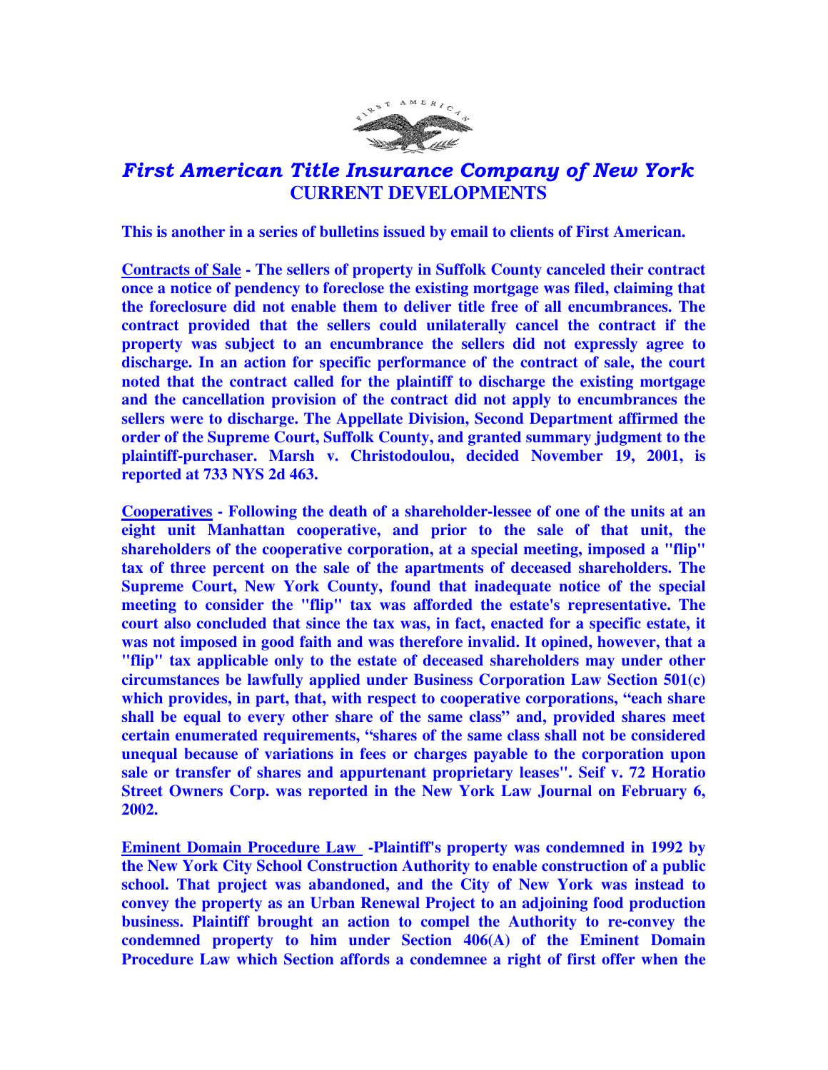# First American Title Insurance Company of New York
## CURRENT DEVELOPMENTS

**This is another in a series of bulletins issued by email to clients of First American.**

**<u>Contracts of Sale</u> - The sellers of property in Suffolk County canceled their contract once a notice of pendency to foreclose the existing mortgage was filed, claiming that the foreclosure did not enable them to deliver title free of all encumbrances. The contract provided that the sellers could unilaterally cancel the contract if the property was subject to an encumbrance the sellers did not expressly agree to discharge. In an action for specific performance of the contract of sale, the court noted that the contract called for the plaintiff to discharge the existing mortgage and the cancellation provision of the contract did not apply to encumbrances the sellers were to discharge. The Appellate Division, Second Department affirmed the order of the Supreme Court, Suffolk County, and granted summary judgment to the plaintiff-purchaser. Marsh v. Christodoulou, decided November 19, 2001, is reported at 733 NYS 2d 463.**

**<u>Cooperatives</u> - Following the death of a shareholder-lessee of one of the units at an eight unit Manhattan cooperative, and prior to the sale of that unit, the shareholders of the cooperative corporation, at a special meeting, imposed a "flip" tax of three percent on the sale of the apartments of deceased shareholders. The Supreme Court, New York County, found that inadequate notice of the special meeting to consider the "flip" tax was afforded the estate's representative. The court also concluded that since the tax was, in fact, enacted for a specific estate, it was not imposed in good faith and was therefore invalid. It opined, however, that a "flip" tax applicable only to the estate of deceased shareholders may under other circumstances be lawfully applied under Business Corporation Law Section 501(c) which provides, in part, that, with respect to cooperative corporations, "each share shall be equal to every other share of the same class" and, provided shares meet certain enumerated requirements, "shares of the same class shall not be considered unequal because of variations in fees or charges payable to the corporation upon sale or transfer of shares and appurtenant proprietary leases". Seif v. 72 Horatio Street Owners Corp. was reported in the New York Law Journal on February 6, 2002.**

**<u>Eminent Domain Procedure Law</u> -Plaintiff's property was condemned in 1992 by the New York City School Construction Authority to enable construction of a public school. That project was abandoned, and the City of New York was instead to convey the property as an Urban Renewal Project to an adjoining food production business. Plaintiff brought an action to compel the Authority to re-convey the condemned property to him under Section 406(A) of the Eminent Domain Procedure Law which Section affords a condemnee a right of first offer when the**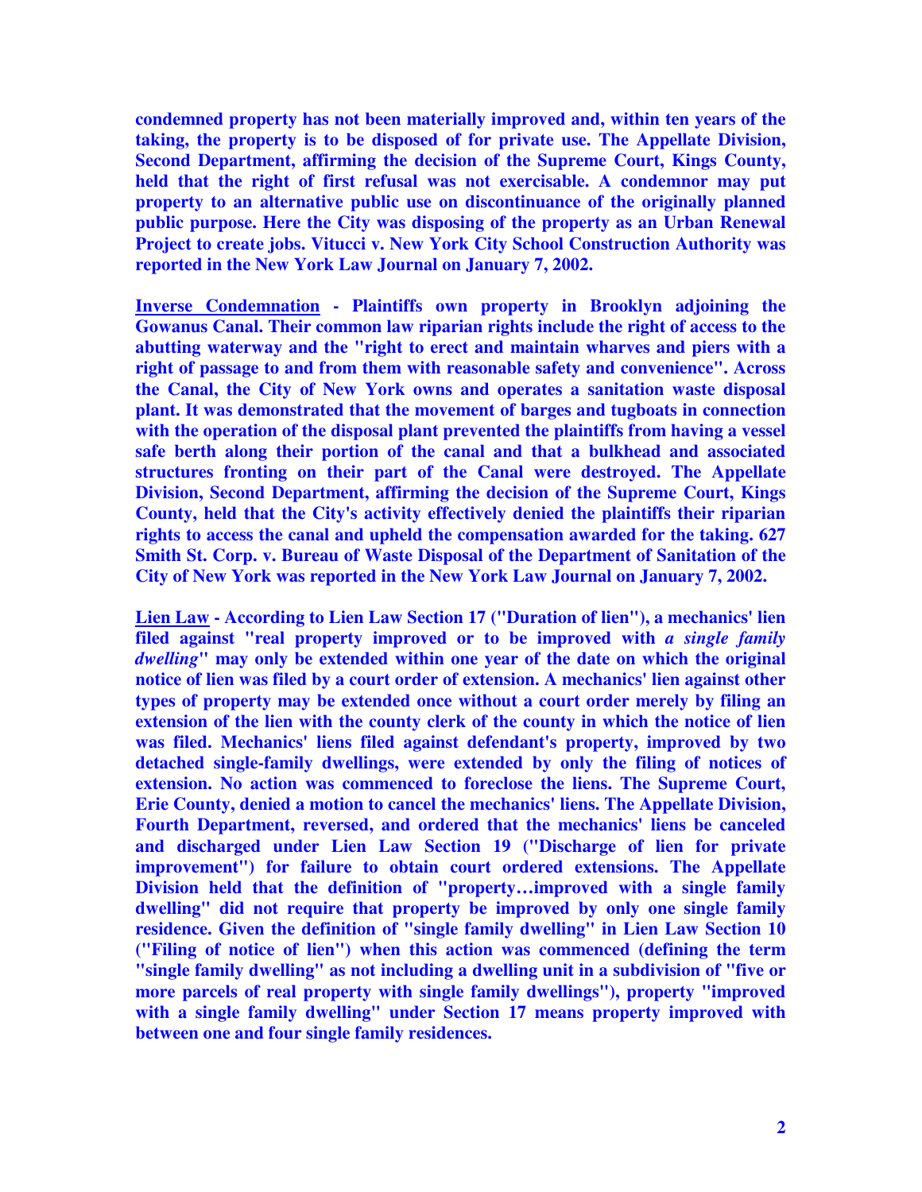**condemned property has not been materially improved and, within ten years of the taking, the property is to be disposed of for private use. The Appellate Division, Second Department, affirming the decision of the Supreme Court, Kings County, held that the right of first refusal was not exercisable. A condemnor may put property to an alternative public use on discontinuance of the originally planned public purpose. Here the City was disposing of the property as an Urban Renewal Project to create jobs. Vitucci v. New York City School Construction Authority was reported in the New York Law Journal on January 7, 2002.**

**<u>Inverse Condemnation</u> - Plaintiffs own property in Brooklyn adjoining the Gowanus Canal. Their common law riparian rights include the right of access to the abutting waterway and the "right to erect and maintain wharves and piers with a right of passage to and from them with reasonable safety and convenience". Across the Canal, the City of New York owns and operates a sanitation waste disposal plant. It was demonstrated that the movement of barges and tugboats in connection with the operation of the disposal plant prevented the plaintiffs from having a vessel safe berth along their portion of the canal and that a bulkhead and associated structures fronting on their part of the Canal were destroyed. The Appellate Division, Second Department, affirming the decision of the Supreme Court, Kings County, held that the City's activity effectively denied the plaintiffs their riparian rights to access the canal and upheld the compensation awarded for the taking. 627 Smith St. Corp. v. Bureau of Waste Disposal of the Department of Sanitation of the City of New York was reported in the New York Law Journal on January 7, 2002.**

**<u>Lien Law</u> - According to Lien Law Section 17 ("Duration of lien"), a mechanics' lien filed against "real property improved or to be improved with *a single family dwelling*" may only be extended within one year of the date on which the original notice of lien was filed by a court order of extension. A mechanics' lien against other types of property may be extended once without a court order merely by filing an extension of the lien with the county clerk of the county in which the notice of lien was filed. Mechanics' liens filed against defendant's property, improved by two detached single-family dwellings, were extended by only the filing of notices of extension. No action was commenced to foreclose the liens. The Supreme Court, Erie County, denied a motion to cancel the mechanics' liens. The Appellate Division, Fourth Department, reversed, and ordered that the mechanics' liens be canceled and discharged under Lien Law Section 19 ("Discharge of lien for private improvement") for failure to obtain court ordered extensions. The Appellate Division held that the definition of "property…improved with a single family dwelling" did not require that property be improved by only one single family residence. Given the definition of "single family dwelling" in Lien Law Section 10 ("Filing of notice of lien") when this action was commenced (defining the term "single family dwelling" as not including a dwelling unit in a subdivision of "five or more parcels of real property with single family dwellings"), property "improved with a single family dwelling" under Section 17 means property improved with between one and four single family residences.**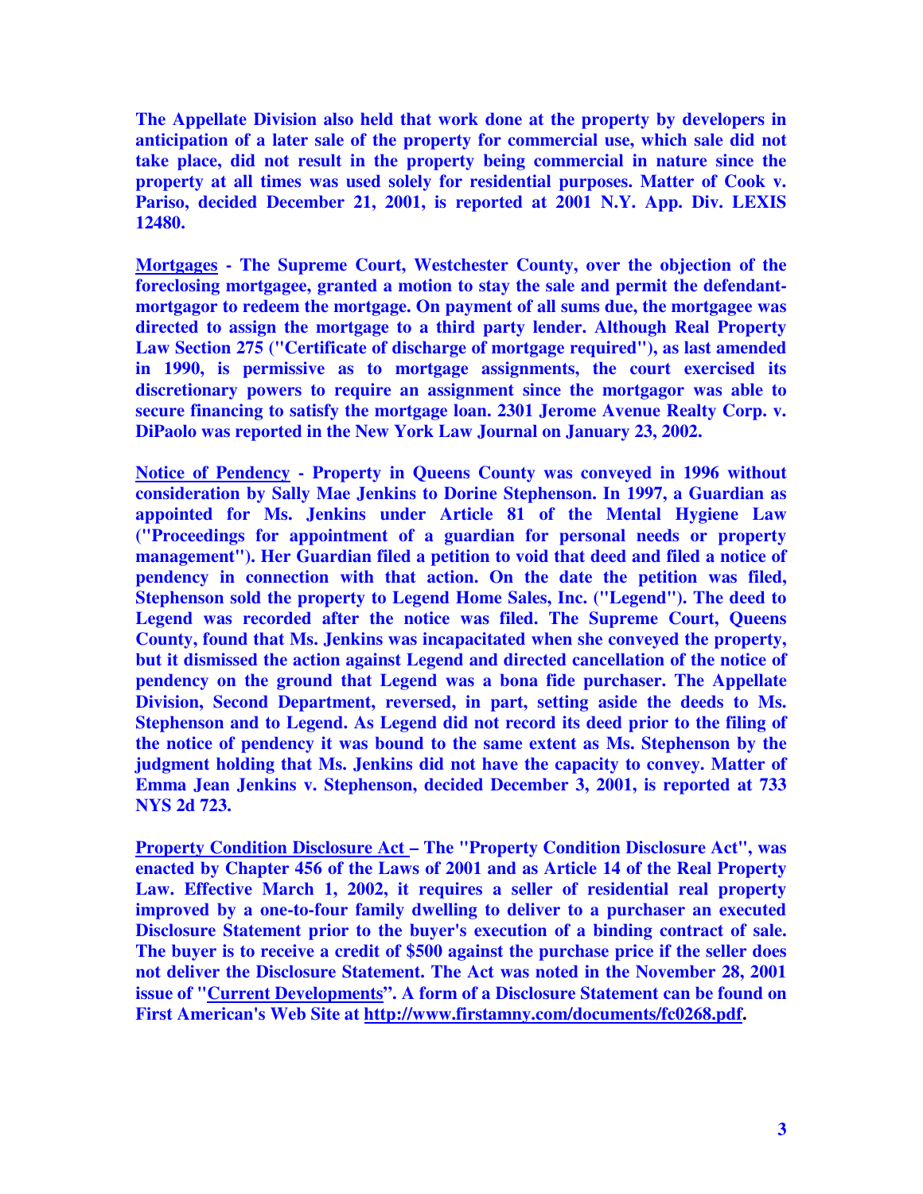**The Appellate Division also held that work done at the property by developers in anticipation of a later sale of the property for commercial use, which sale did not take place, did not result in the property being commercial in nature since the property at all times was used solely for residential purposes. Matter of Cook v. Pariso, decided December 21, 2001, is reported at 2001 N.Y. App. Div. LEXIS 12480.**

**Mortgages - The Supreme Court, Westchester County, over the objection of the foreclosing mortgagee, granted a motion to stay the sale and permit the defendant-mortgagor to redeem the mortgage. On payment of all sums due, the mortgagee was directed to assign the mortgage to a third party lender. Although Real Property Law Section 275 ("Certificate of discharge of mortgage required"), as last amended in 1990, is permissive as to mortgage assignments, the court exercised its discretionary powers to require an assignment since the mortgagor was able to secure financing to satisfy the mortgage loan. 2301 Jerome Avenue Realty Corp. v. DiPaolo was reported in the New York Law Journal on January 23, 2002.**

**Notice of Pendency - Property in Queens County was conveyed in 1996 without consideration by Sally Mae Jenkins to Dorine Stephenson. In 1997, a Guardian as appointed for Ms. Jenkins under Article 81 of the Mental Hygiene Law ("Proceedings for appointment of a guardian for personal needs or property management"). Her Guardian filed a petition to void that deed and filed a notice of pendency in connection with that action. On the date the petition was filed, Stephenson sold the property to Legend Home Sales, Inc. ("Legend"). The deed to Legend was recorded after the notice was filed. The Supreme Court, Queens County, found that Ms. Jenkins was incapacitated when she conveyed the property, but it dismissed the action against Legend and directed cancellation of the notice of pendency on the ground that Legend was a bona fide purchaser. The Appellate Division, Second Department, reversed, in part, setting aside the deeds to Ms. Stephenson and to Legend. As Legend did not record its deed prior to the filing of the notice of pendency it was bound to the same extent as Ms. Stephenson by the judgment holding that Ms. Jenkins did not have the capacity to convey. Matter of Emma Jean Jenkins v. Stephenson, decided December 3, 2001, is reported at 733 NYS 2d 723.**

**Property Condition Disclosure Act – The "Property Condition Disclosure Act", was enacted by Chapter 456 of the Laws of 2001 and as Article 14 of the Real Property Law. Effective March 1, 2002, it requires a seller of residential real property improved by a one-to-four family dwelling to deliver to a purchaser an executed Disclosure Statement prior to the buyer's execution of a binding contract of sale. The buyer is to receive a credit of $500 against the purchase price if the seller does not deliver the Disclosure Statement. The Act was noted in the November 28, 2001 issue of "Current Developments". A form of a Disclosure Statement can be found on First American's Web Site at http://www.firstamny.com/documents/fc0268.pdf.**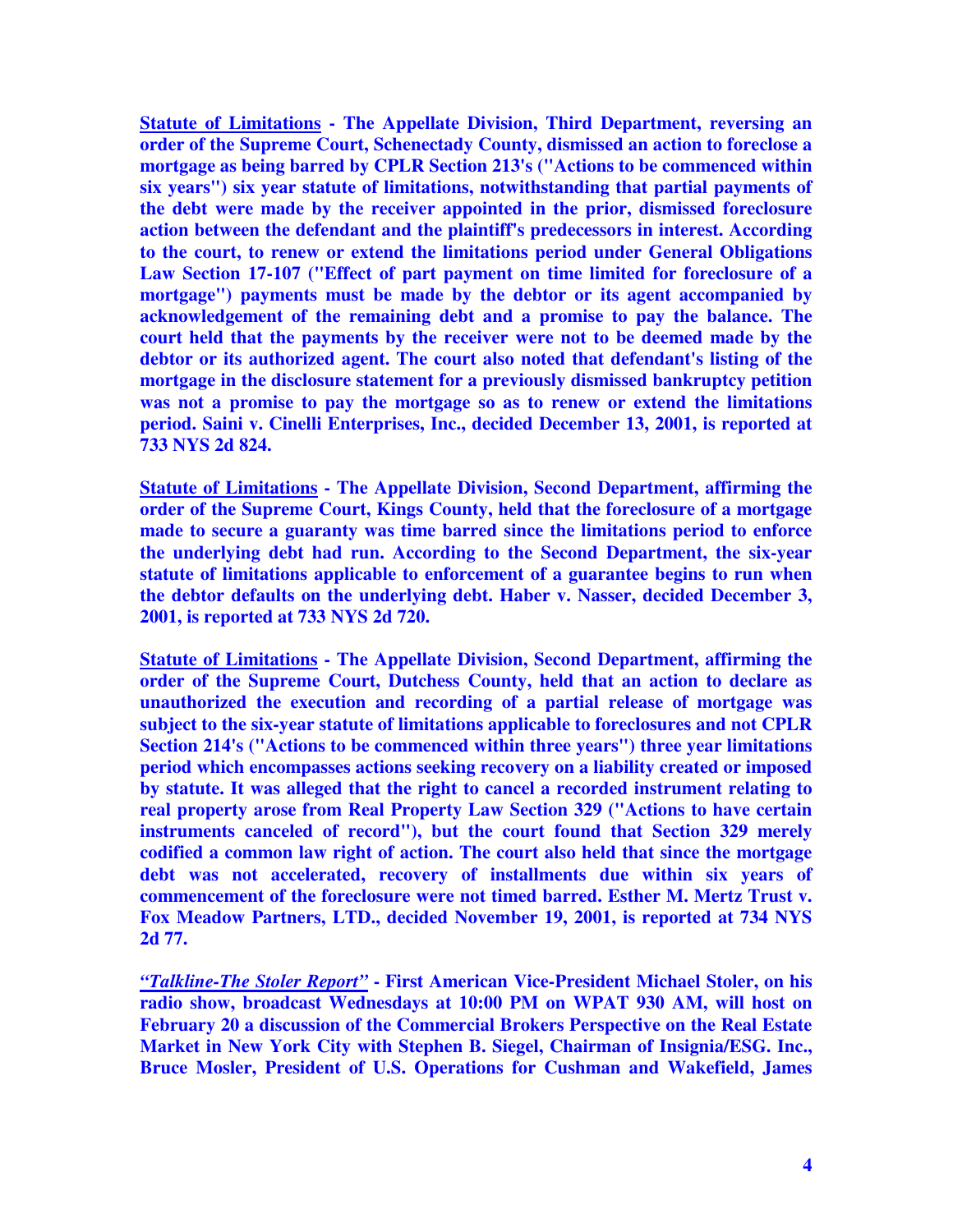**<u>Statute of Limitations</u> - The Appellate Division, Third Department, reversing an order of the Supreme Court, Schenectady County, dismissed an action to foreclose a mortgage as being barred by CPLR Section 213's ("Actions to be commenced within six years") six year statute of limitations, notwithstanding that partial payments of the debt were made by the receiver appointed in the prior, dismissed foreclosure action between the defendant and the plaintiff's predecessors in interest. According to the court, to renew or extend the limitations period under General Obligations Law Section 17-107 ("Effect of part payment on time limited for foreclosure of a mortgage") payments must be made by the debtor or its agent accompanied by acknowledgement of the remaining debt and a promise to pay the balance. The court held that the payments by the receiver were not to be deemed made by the debtor or its authorized agent. The court also noted that defendant's listing of the mortgage in the disclosure statement for a previously dismissed bankruptcy petition was not a promise to pay the mortgage so as to renew or extend the limitations period. Saini v. Cinelli Enterprises, Inc., decided December 13, 2001, is reported at 733 NYS 2d 824.**

**<u>Statute of Limitations</u> - The Appellate Division, Second Department, affirming the order of the Supreme Court, Kings County, held that the foreclosure of a mortgage made to secure a guaranty was time barred since the limitations period to enforce the underlying debt had run. According to the Second Department, the six-year statute of limitations applicable to enforcement of a guarantee begins to run when the debtor defaults on the underlying debt. Haber v. Nasser, decided December 3, 2001, is reported at 733 NYS 2d 720.**

**<u>Statute of Limitations</u> - The Appellate Division, Second Department, affirming the order of the Supreme Court, Dutchess County, held that an action to declare as unauthorized the execution and recording of a partial release of mortgage was subject to the six-year statute of limitations applicable to foreclosures and not CPLR Section 214's ("Actions to be commenced within three years") three year limitations period which encompasses actions seeking recovery on a liability created or imposed by statute. It was alleged that the right to cancel a recorded instrument relating to real property arose from Real Property Law Section 329 ("Actions to have certain instruments canceled of record"), but the court found that Section 329 merely codified a common law right of action. The court also held that since the mortgage debt was not accelerated, recovery of installments due within six years of commencement of the foreclosure were not timed barred. Esther M. Mertz Trust v. Fox Meadow Partners, LTD., decided November 19, 2001, is reported at 734 NYS 2d 77.**

***<u>"Talkline-The Stoler Report"</u>* - First American Vice-President Michael Stoler, on his radio show, broadcast Wednesdays at 10:00 PM on WPAT 930 AM, will host on February 20 a discussion of the Commercial Brokers Perspective on the Real Estate Market in New York City with Stephen B. Siegel, Chairman of Insignia/ESG. Inc., Bruce Mosler, President of U.S. Operations for Cushman and Wakefield, James**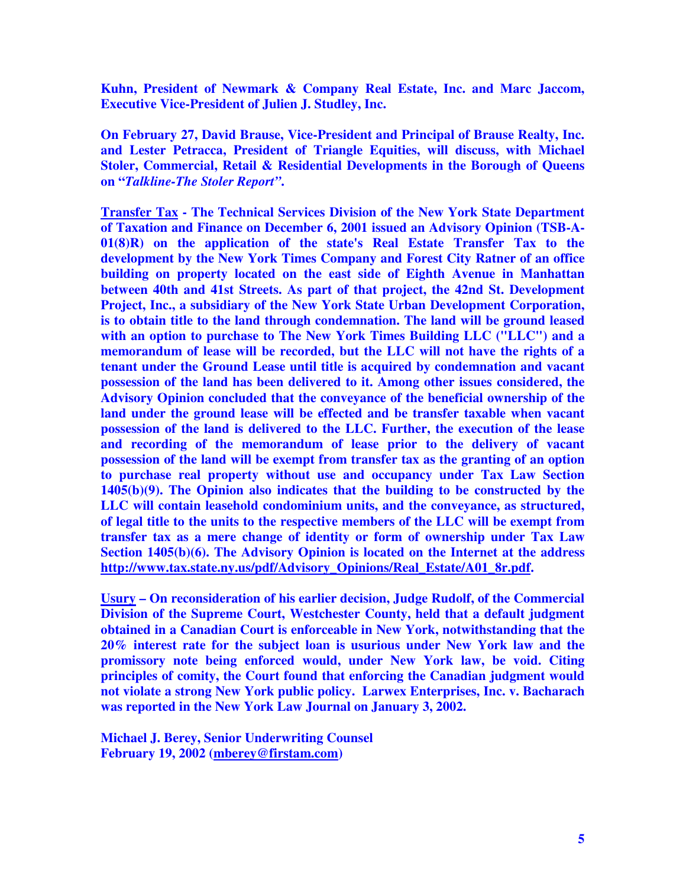**Kuhn, President of Newmark & Company Real Estate, Inc. and Marc Jaccom, Executive Vice-President of Julien J. Studley, Inc.**

**On February 27, David Brause, Vice-President and Principal of Brause Realty, Inc. and Lester Petracca, President of Triangle Equities, will discuss, with Michael Stoler, Commercial, Retail & Residential Developments in the Borough of Queens on "*Talkline-The Stoler Report*".**

**<u>Transfer Tax</u> - The Technical Services Division of the New York State Department of Taxation and Finance on December 6, 2001 issued an Advisory Opinion (TSB-A-01(8)R) on the application of the state's Real Estate Transfer Tax to the development by the New York Times Company and Forest City Ratner of an office building on property located on the east side of Eighth Avenue in Manhattan between 40th and 41st Streets. As part of that project, the 42nd St. Development Project, Inc., a subsidiary of the New York State Urban Development Corporation, is to obtain title to the land through condemnation. The land will be ground leased with an option to purchase to The New York Times Building LLC ("LLC") and a memorandum of lease will be recorded, but the LLC will not have the rights of a tenant under the Ground Lease until title is acquired by condemnation and vacant possession of the land has been delivered to it. Among other issues considered, the Advisory Opinion concluded that the conveyance of the beneficial ownership of the land under the ground lease will be effected and be transfer taxable when vacant possession of the land is delivered to the LLC. Further, the execution of the lease and recording of the memorandum of lease prior to the delivery of vacant possession of the land will be exempt from transfer tax as the granting of an option to purchase real property without use and occupancy under Tax Law Section 1405(b)(9). The Opinion also indicates that the building to be constructed by the LLC will contain leasehold condominium units, and the conveyance, as structured, of legal title to the units to the respective members of the LLC will be exempt from transfer tax as a mere change of identity or form of ownership under Tax Law Section 1405(b)(6). The Advisory Opinion is located on the Internet at the address <u>http://www.tax.state.ny.us/pdf/Advisory_Opinions/Real_Estate/A01_8r.pdf</u>.**

**<u>Usury</u> – On reconsideration of his earlier decision, Judge Rudolf, of the Commercial Division of the Supreme Court, Westchester County, held that a default judgment obtained in a Canadian Court is enforceable in New York, notwithstanding that the 20% interest rate for the subject loan is usurious under New York law and the promissory note being enforced would, under New York law, be void. Citing principles of comity, the Court found that enforcing the Canadian judgment would not violate a strong New York public policy. Larwex Enterprises, Inc. v. Bacharach was reported in the New York Law Journal on January 3, 2002.**

**Michael J. Berey, Senior Underwriting Counsel**
**February 19, 2002 (<u>mberey@firstam.com</u>)**